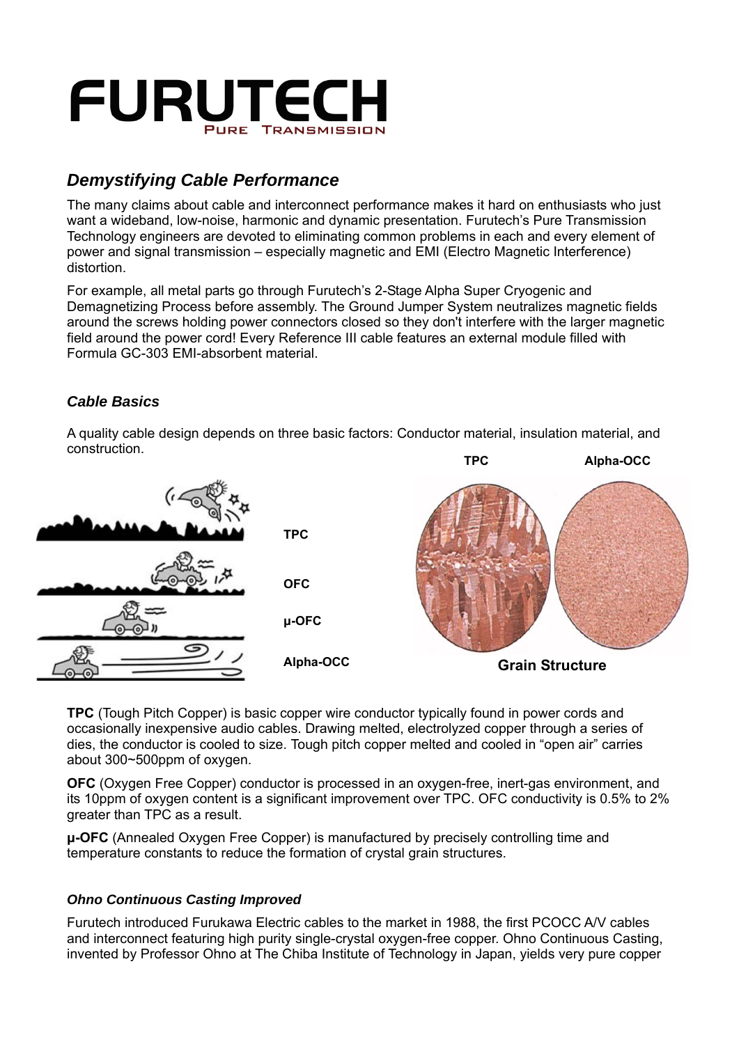# FURUTECH

PURE TRANSMISSION

## *Demystifying Cable Performance*

The many claims about cable and interconnect performance makes it hard on enthusiasts who just want a wideband, low-noise, harmonic and dynamic presentation. Furutech's Pure Transmission Technology engineers are devoted to eliminating common problems in each and every element of power and signal transmission – especially magnetic and EMI (Electro Magnetic Interference) distortion.

For example, all metal parts go through Furutech's 2-Stage Alpha Super Cryogenic and Demagnetizing Process before assembly. The Ground Jumper System neutralizes magnetic fields around the screws holding power connectors closed so they don't interfere with the larger magnetic field around the power cord! Every Reference III cable features an external module filled with Formula GC-303 EMI-absorbent material.

### *Cable Basics*

A quality cable design depends on three basic factors: Conductor material, insulation material, and construction.

TPC

OFC

μ-OFC

Alpha-OCC

TPC Alpha-OCC

Grain Structure

**TPC** (Tough Pitch Copper) is basic copper wire conductor typically found in power cords and occasionally inexpensive audio cables. Drawing melted, electrolyzed copper through a series of dies, the conductor is cooled to size. Tough pitch copper melted and cooled in "open air" carries about 300~500ppm of oxygen.

**OFC** (Oxygen Free Copper) conductor is processed in an oxygen-free, inert-gas environment, and its 10ppm of oxygen content is a significant improvement over TPC. OFC conductivity is 0.5% to 2% greater than TPC as a result.

**μ-OFC** (Annealed Oxygen Free Copper) is manufactured by precisely controlling time and temperature constants to reduce the formation of crystal grain structures.

### *Ohno Continuous Casting Improved*

Furutech introduced Furukawa Electric cables to the market in 1988, the first PCOCC A/V cables and interconnect featuring high purity single-crystal oxygen-free copper. Ohno Continuous Casting, invented by Professor Ohno at The Chiba Institute of Technology in Japan, yields very pure copper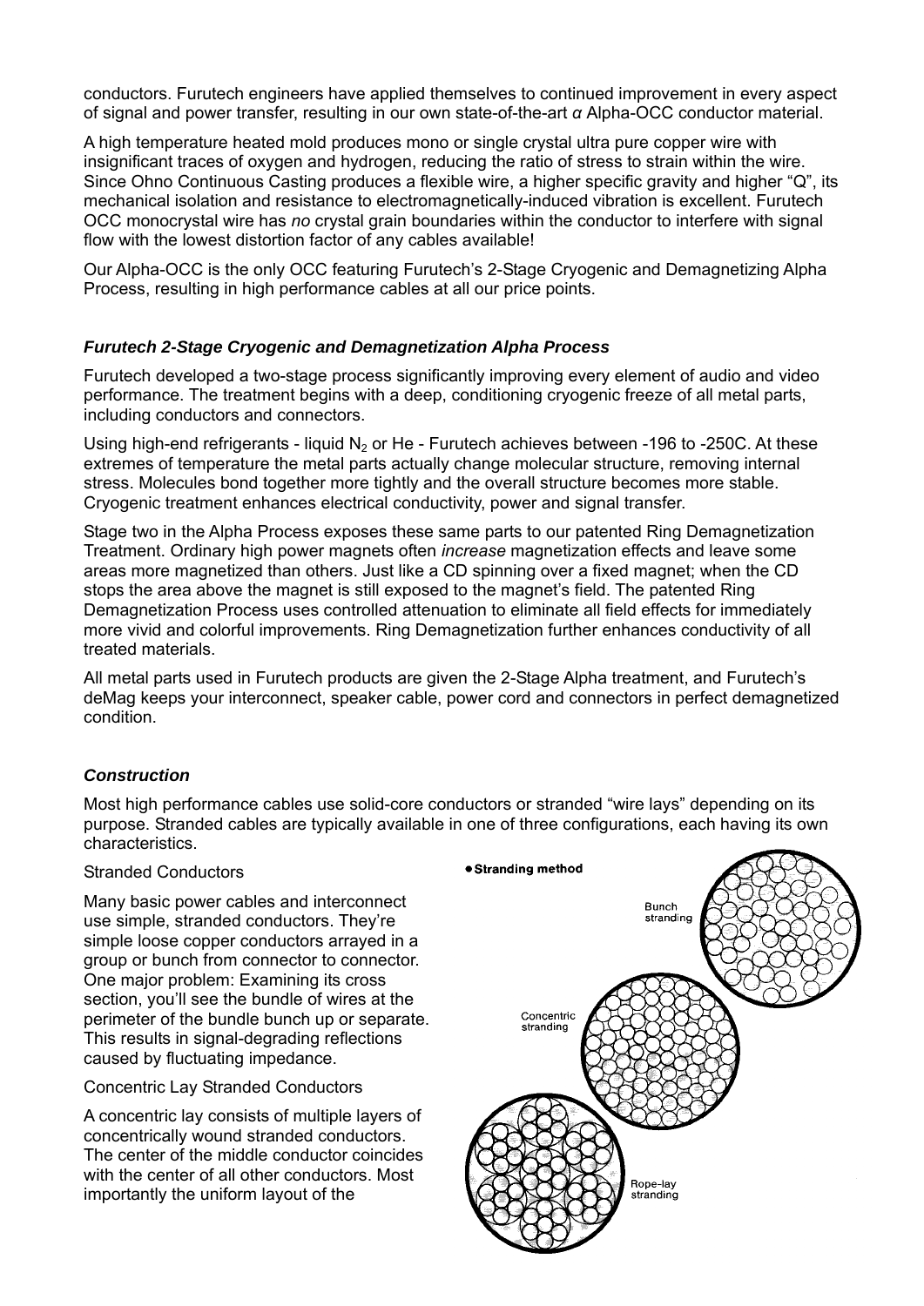conductors. Furutech engineers have applied themselves to continued improvement in every aspect of signal and power transfer, resulting in our own state-of-the-art *α* Alpha-OCC conductor material.

A high temperature heated mold produces mono or single crystal ultra pure copper wire with insignificant traces of oxygen and hydrogen, reducing the ratio of stress to strain within the wire. Since Ohno Continuous Casting produces a flexible wire, a higher specific gravity and higher "Q", its mechanical isolation and resistance to electromagnetically-induced vibration is excellent. Furutech OCC monocrystal wire has *no* crystal grain boundaries within the conductor to interfere with signal flow with the lowest distortion factor of any cables available!

Our Alpha-OCC is the only OCC featuring Furutech's 2-Stage Cryogenic and Demagnetizing Alpha Process, resulting in high performance cables at all our price points.

### *Furutech 2-Stage Cryogenic and Demagnetization Alpha Process*

Furutech developed a two-stage process significantly improving every element of audio and video performance. The treatment begins with a deep, conditioning cryogenic freeze of all metal parts, including conductors and connectors.

Using high-end refrigerants - liquid $N_2$ or He - Furutech achieves between -196 to -250C. At these extremes of temperature the metal parts actually change molecular structure, removing internal stress. Molecules bond together more tightly and the overall structure becomes more stable. Cryogenic treatment enhances electrical conductivity, power and signal transfer.

Stage two in the Alpha Process exposes these same parts to our patented Ring Demagnetization Treatment. Ordinary high power magnets often *increase* magnetization effects and leave some areas more magnetized than others. Just like a CD spinning over a fixed magnet; when the CD stops the area above the magnet is still exposed to the magnet's field. The patented Ring Demagnetization Process uses controlled attenuation to eliminate all field effects for immediately more vivid and colorful improvements. Ring Demagnetization further enhances conductivity of all treated materials.

All metal parts used in Furutech products are given the 2-Stage Alpha treatment, and Furutech's deMag keeps your interconnect, speaker cable, power cord and connectors in perfect demagnetized condition.

### *Construction*

Most high performance cables use solid-core conductors or stranded "wire lays" depending on its purpose. Stranded cables are typically available in one of three configurations, each having its own characteristics.

Stranded Conductors

Many basic power cables and interconnect use simple, stranded conductors. They're simple loose copper conductors arrayed in a group or bunch from connector to connector. One major problem: Examining its cross section, you'll see the bundle of wires at the perimeter of the bundle bunch up or separate. This results in signal-degrading reflections caused by fluctuating impedance.

Concentric Lay Stranded Conductors

A concentric lay consists of multiple layers of concentrically wound stranded conductors. The center of the middle conductor coincides with the center of all other conductors. Most importantly the uniform layout of the

● Stranding method

Bunch stranding

Concentric stranding

Rope-lay stranding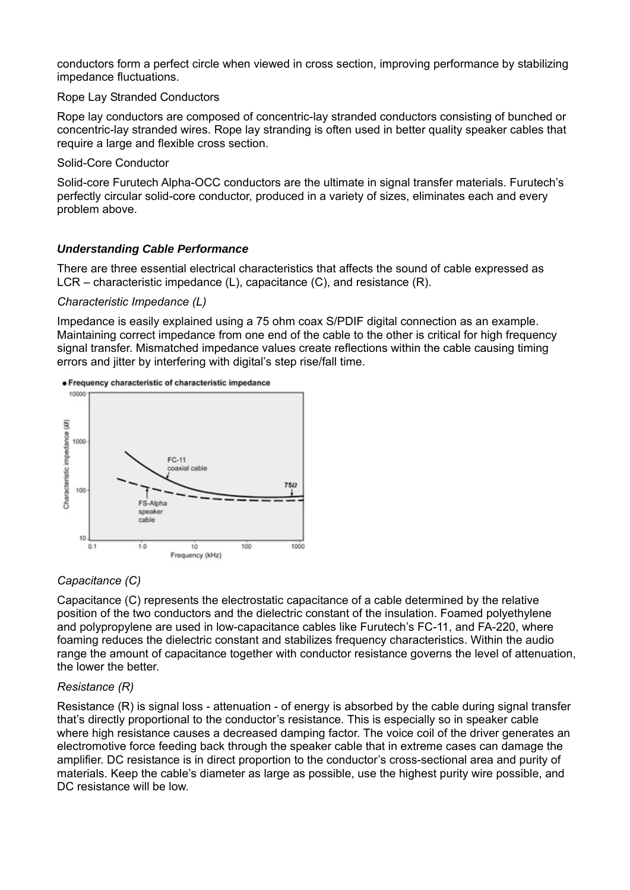conductors form a perfect circle when viewed in cross section, improving performance by stabilizing impedance fluctuations.

Rope Lay Stranded Conductors

Rope lay conductors are composed of concentric-lay stranded conductors consisting of bunched or concentric-lay stranded wires. Rope lay stranding is often used in better quality speaker cables that require a large and flexible cross section.

Solid-Core Conductor

Solid-core Furutech Alpha-OCC conductors are the ultimate in signal transfer materials. Furutech's perfectly circular solid-core conductor, produced in a variety of sizes, eliminates each and every problem above.

### *Understanding Cable Performance*

There are three essential electrical characteristics that affects the sound of cable expressed as LCR – characteristic impedance (L), capacitance (C), and resistance (R).

*Characteristic Impedance (L)*

Impedance is easily explained using a 75 ohm coax S/PDIF digital connection as an example. Maintaining correct impedance from one end of the cable to the other is critical for high frequency signal transfer. Mismatched impedance values create reflections within the cable causing timing errors and jitter by interfering with digital's step rise/fall time.

• Frequency characteristic of characteristic impedance

*Capacitance (C)*

Capacitance (C) represents the electrostatic capacitance of a cable determined by the relative position of the two conductors and the dielectric constant of the insulation. Foamed polyethylene and polypropylene are used in low-capacitance cables like Furutech's FC-11, and FA-220, where foaming reduces the dielectric constant and stabilizes frequency characteristics. Within the audio range the amount of capacitance together with conductor resistance governs the level of attenuation, the lower the better.

*Resistance (R)*

Resistance (R) is signal loss - attenuation - of energy is absorbed by the cable during signal transfer that's directly proportional to the conductor's resistance. This is especially so in speaker cable where high resistance causes a decreased damping factor. The voice coil of the driver generates an electromotive force feeding back through the speaker cable that in extreme cases can damage the amplifier. DC resistance is in direct proportion to the conductor's cross-sectional area and purity of materials. Keep the cable's diameter as large as possible, use the highest purity wire possible, and DC resistance will be low.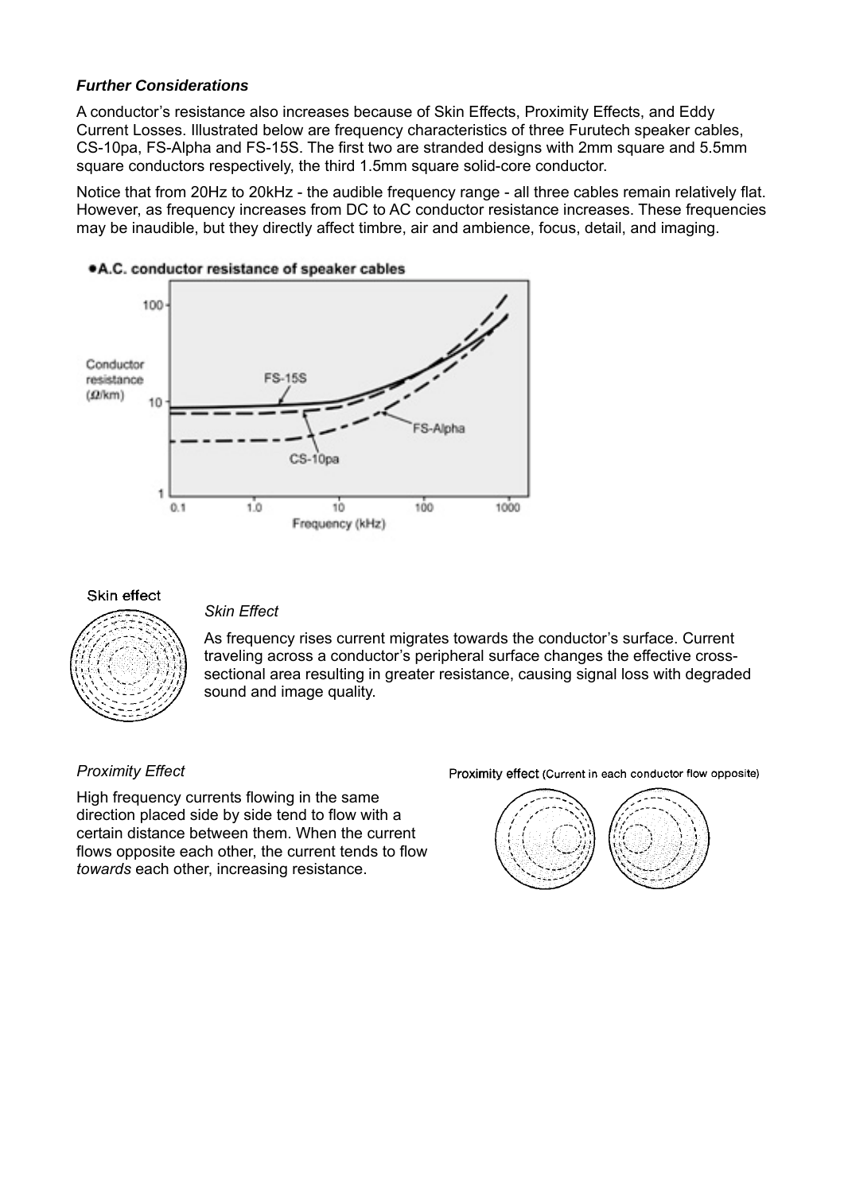### *Further Considerations*

A conductor's resistance also increases because of Skin Effects, Proximity Effects, and Eddy Current Losses. Illustrated below are frequency characteristics of three Furutech speaker cables, CS-10pa, FS-Alpha and FS-15S. The first two are stranded designs with 2mm square and 5.5mm square conductors respectively, the third 1.5mm square solid-core conductor.

Notice that from 20Hz to 20kHz - the audible frequency range - all three cables remain relatively flat. However, as frequency increases from DC to AC conductor resistance increases. These frequencies may be inaudible, but they directly affect timbre, air and ambience, focus, detail, and imaging.

*Skin Effect*

As frequency rises current migrates towards the conductor's surface. Current traveling across a conductor's peripheral surface changes the effective cross-sectional area resulting in greater resistance, causing signal loss with degraded sound and image quality.

*Proximity Effect*

High frequency currents flowing in the same direction placed side by side tend to flow with a certain distance between them. When the current flows opposite each other, the current tends to flow *towards* each other, increasing resistance.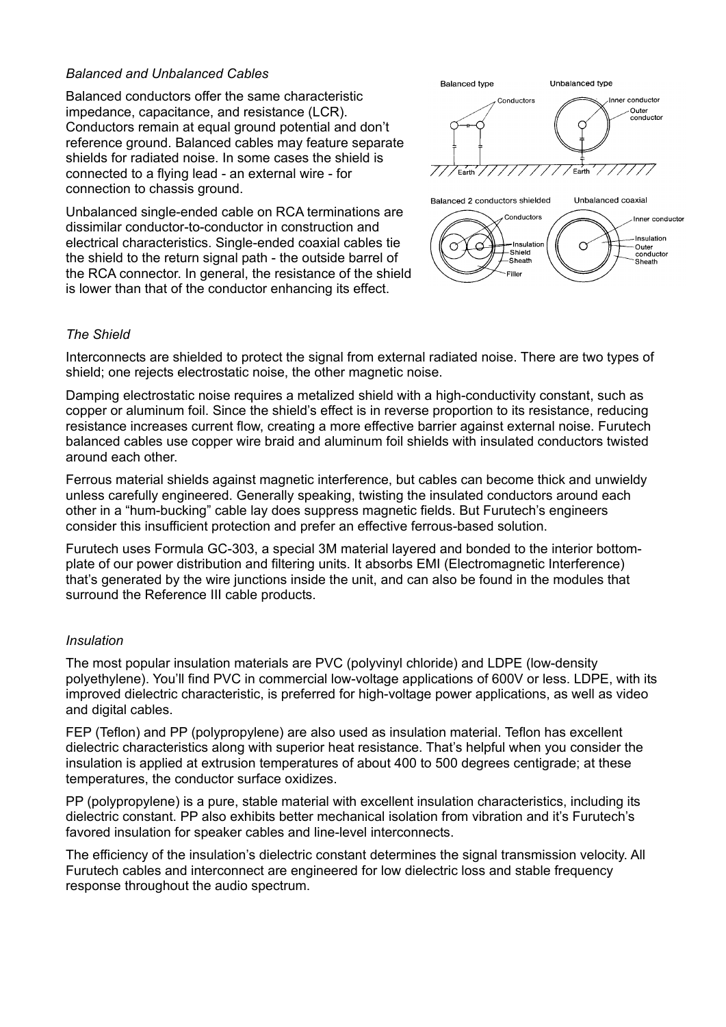*Balanced and Unbalanced Cables*

Balanced conductors offer the same characteristic impedance, capacitance, and resistance (LCR). Conductors remain at equal ground potential and don't reference ground. Balanced cables may feature separate shields for radiated noise. In some cases the shield is connected to a flying lead - an external wire - for connection to chassis ground.

Unbalanced single-ended cable on RCA terminations are dissimilar conductor-to-conductor in construction and electrical characteristics. Single-ended coaxial cables tie the shield to the return signal path - the outside barrel of the RCA connector. In general, the resistance of the shield is lower than that of the conductor enhancing its effect.

*The Shield*

Interconnects are shielded to protect the signal from external radiated noise. There are two types of shield; one rejects electrostatic noise, the other magnetic noise.

Damping electrostatic noise requires a metalized shield with a high-conductivity constant, such as copper or aluminum foil. Since the shield's effect is in reverse proportion to its resistance, reducing resistance increases current flow, creating a more effective barrier against external noise. Furutech balanced cables use copper wire braid and aluminum foil shields with insulated conductors twisted around each other.

Ferrous material shields against magnetic interference, but cables can become thick and unwieldy unless carefully engineered. Generally speaking, twisting the insulated conductors around each other in a "hum-bucking" cable lay does suppress magnetic fields. But Furutech's engineers consider this insufficient protection and prefer an effective ferrous-based solution.

Furutech uses Formula GC-303, a special 3M material layered and bonded to the interior bottom-plate of our power distribution and filtering units. It absorbs EMI (Electromagnetic Interference) that's generated by the wire junctions inside the unit, and can also be found in the modules that surround the Reference III cable products.

*Insulation*

The most popular insulation materials are PVC (polyvinyl chloride) and LDPE (low-density polyethylene). You'll find PVC in commercial low-voltage applications of 600V or less. LDPE, with its improved dielectric characteristic, is preferred for high-voltage power applications, as well as video and digital cables.

FEP (Teflon) and PP (polypropylene) are also used as insulation material. Teflon has excellent dielectric characteristics along with superior heat resistance. That's helpful when you consider the insulation is applied at extrusion temperatures of about 400 to 500 degrees centigrade; at these temperatures, the conductor surface oxidizes.

PP (polypropylene) is a pure, stable material with excellent insulation characteristics, including its dielectric constant. PP also exhibits better mechanical isolation from vibration and it's Furutech's favored insulation for speaker cables and line-level interconnects.

The efficiency of the insulation's dielectric constant determines the signal transmission velocity. All Furutech cables and interconnect are engineered for low dielectric loss and stable frequency response throughout the audio spectrum.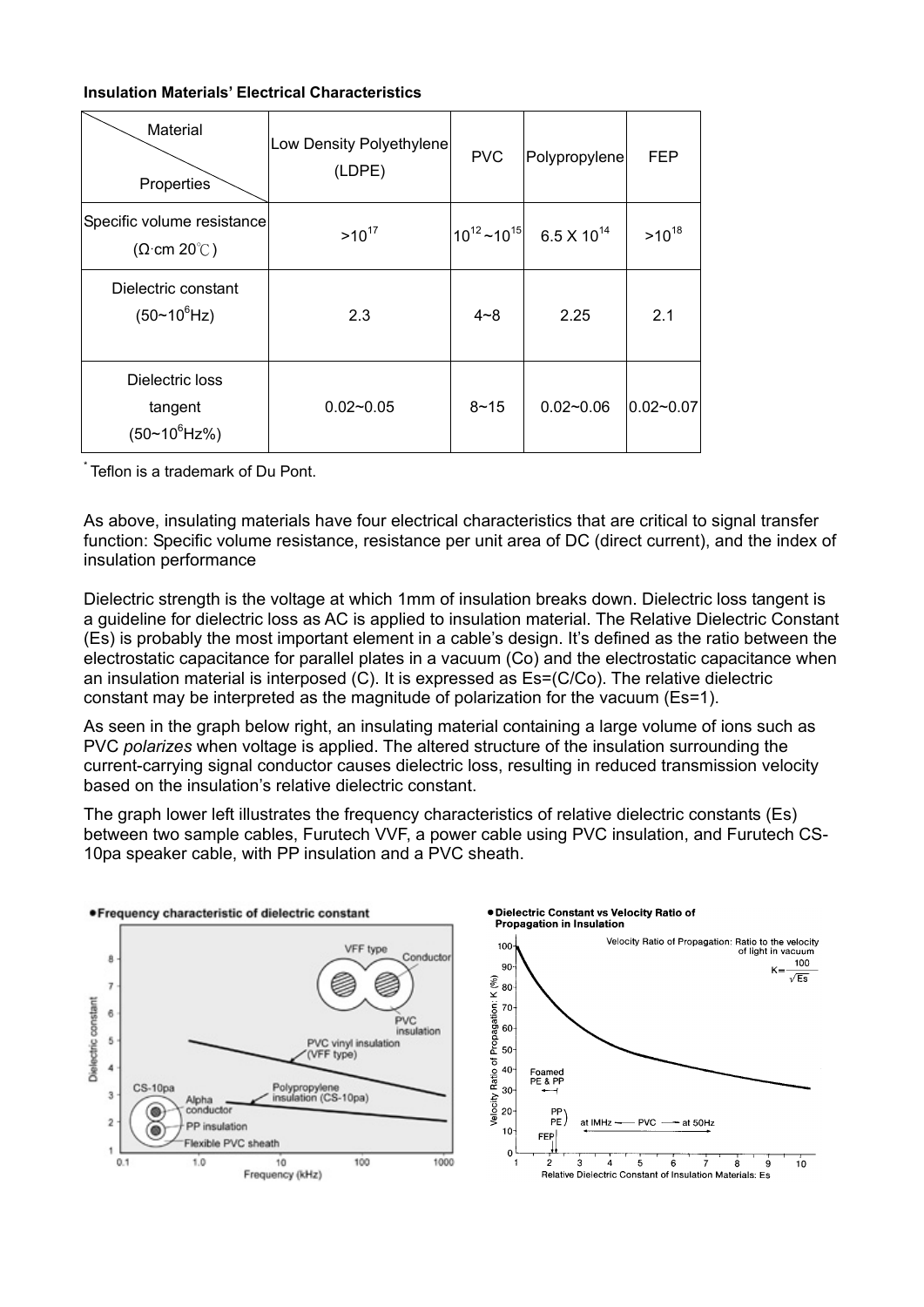**Insulation Materials' Electrical Characteristics**

| Material / Properties | Low Density Polyethylene (LDPE) | PVC | Polypropylene | FEP |
|---|---|---|---|---|
| Specific volume resistance ($\Omega$·cm 20℃) | $>10^{17}$ | $10^{12}$~$10^{15}$ | 6.5 X $10^{14}$ | $>10^{18}$ |
| Dielectric constant (50~$10^{6}$Hz) | 2.3 | 4~8 | 2.25 | 2.1 |
| Dielectric loss tangent (50~$10^{6}$Hz%) | 0.02~0.05 | 8~15 | 0.02~0.06 | 0.02~0.07 |

* Teflon is a trademark of Du Pont.

As above, insulating materials have four electrical characteristics that are critical to signal transfer function: Specific volume resistance, resistance per unit area of DC (direct current), and the index of insulation performance

Dielectric strength is the voltage at which 1mm of insulation breaks down. Dielectric loss tangent is a guideline for dielectric loss as AC is applied to insulation material. The Relative Dielectric Constant (Es) is probably the most important element in a cable's design. It's defined as the ratio between the electrostatic capacitance for parallel plates in a vacuum (Co) and the electrostatic capacitance when an insulation material is interposed (C). It is expressed as Es=(C/Co). The relative dielectric constant may be interpreted as the magnitude of polarization for the vacuum (Es=1).

As seen in the graph below right, an insulating material containing a large volume of ions such as PVC *polarizes* when voltage is applied. The altered structure of the insulation surrounding the current-carrying signal conductor causes dielectric loss, resulting in reduced transmission velocity based on the insulation's relative dielectric constant.

The graph lower left illustrates the frequency characteristics of relative dielectric constants (Es) between two sample cables, Furutech VVF, a power cable using PVC insulation, and Furutech CS-10pa speaker cable, with PP insulation and a PVC sheath.

●Frequency characteristic of dielectric constant

●Dielectric Constant vs Velocity Ratio of Propagation in Insulation

Velocity Ratio of Propagation: Ratio to the velocity of light in vacuum $K=\frac{100}{\sqrt{Es}}$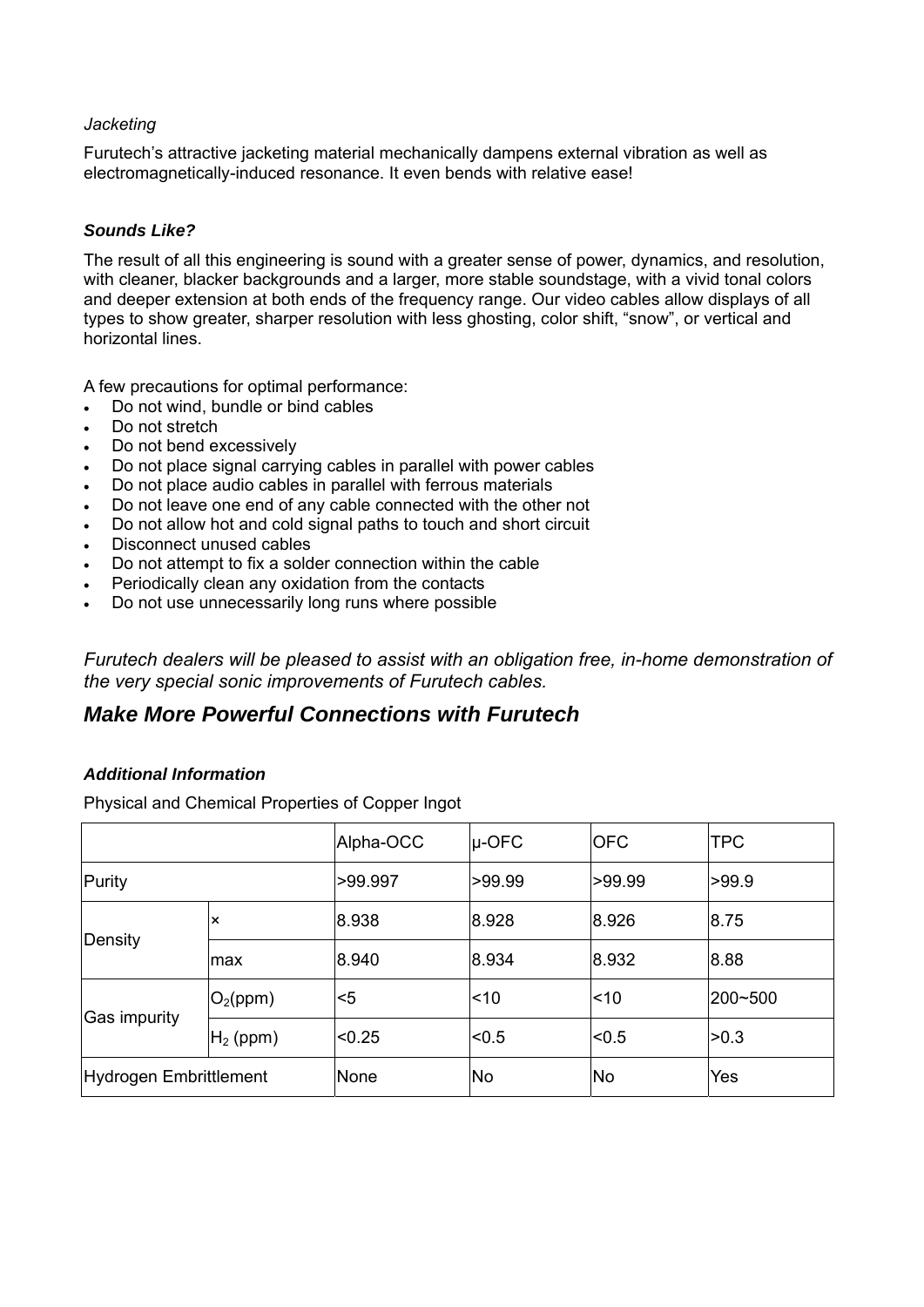*Jacketing*

Furutech's attractive jacketing material mechanically dampens external vibration as well as electromagnetically-induced resonance. It even bends with relative ease!

***Sounds Like?***

The result of all this engineering is sound with a greater sense of power, dynamics, and resolution, with cleaner, blacker backgrounds and a larger, more stable soundstage, with a vivid tonal colors and deeper extension at both ends of the frequency range. Our video cables allow displays of all types to show greater, sharper resolution with less ghosting, color shift, "snow", or vertical and horizontal lines.

A few precautions for optimal performance:

- Do not wind, bundle or bind cables
- Do not stretch
- Do not bend excessively
- Do not place signal carrying cables in parallel with power cables
- Do not place audio cables in parallel with ferrous materials
- Do not leave one end of any cable connected with the other not
- Do not allow hot and cold signal paths to touch and short circuit
- Disconnect unused cables
- Do not attempt to fix a solder connection within the cable
- Periodically clean any oxidation from the contacts
- Do not use unnecessarily long runs where possible

*Furutech dealers will be pleased to assist with an obligation free, in-home demonstration of the very special sonic improvements of Furutech cables.*

## ***Make More Powerful Connections with Furutech***

***Additional Information***

Physical and Chemical Properties of Copper Ingot

| | | Alpha-OCC | µ-OFC | OFC | TPC |
|---|---|---|---|---|---|
| Purity | | >99.997 | >99.99 | >99.99 | >99.9 |
| Density | × | 8.938 | 8.928 | 8.926 | 8.75 |
| | max | 8.940 | 8.934 | 8.932 | 8.88 |
| Gas impurity | $O_2$(ppm) | <5 | <10 | <10 | 200~500 |
| | $H_2$ (ppm) | <0.25 | <0.5 | <0.5 | >0.3 |
| Hydrogen Embrittlement | | None | No | No | Yes |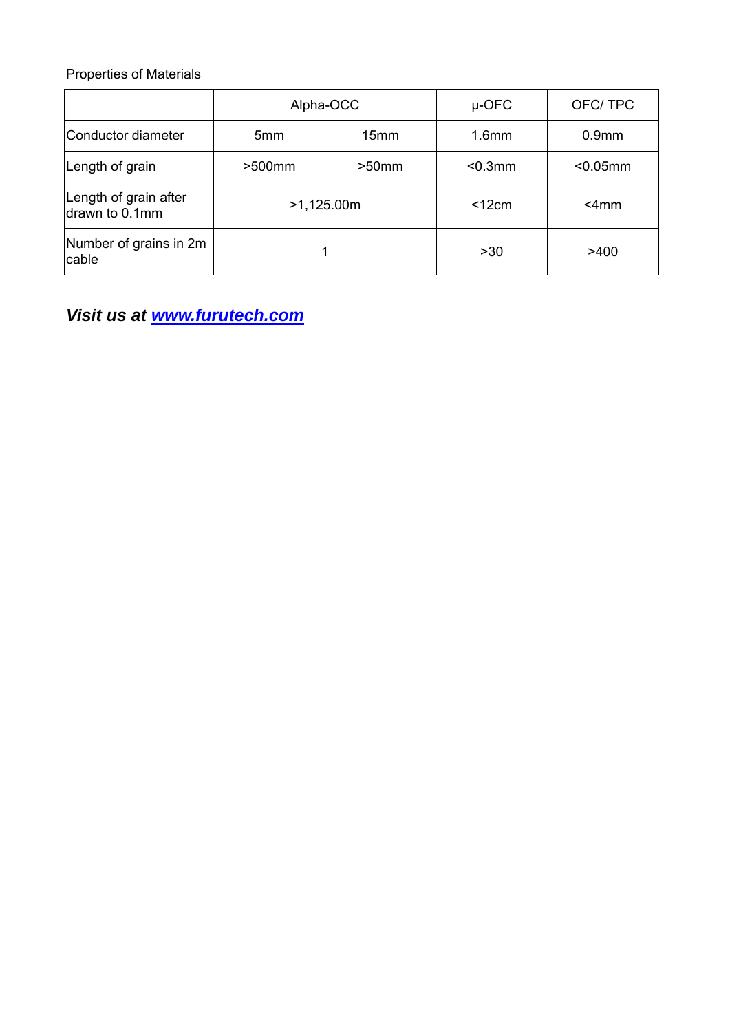Properties of Materials

| | Alpha-OCC | | μ-OFC | OFC/ TPC |
|---|---|---|---|---|
| Conductor diameter | 5mm | 15mm | 1.6mm | 0.9mm |
| Length of grain | >500mm | >50mm | <0.3mm | <0.05mm |
| Length of grain after drawn to 0.1mm | >1,125.00m | | <12cm | <4mm |
| Number of grains in 2m cable | 1 | | >30 | >400 |

***Visit us at [www.furutech.com](http://www.furutech.com)***